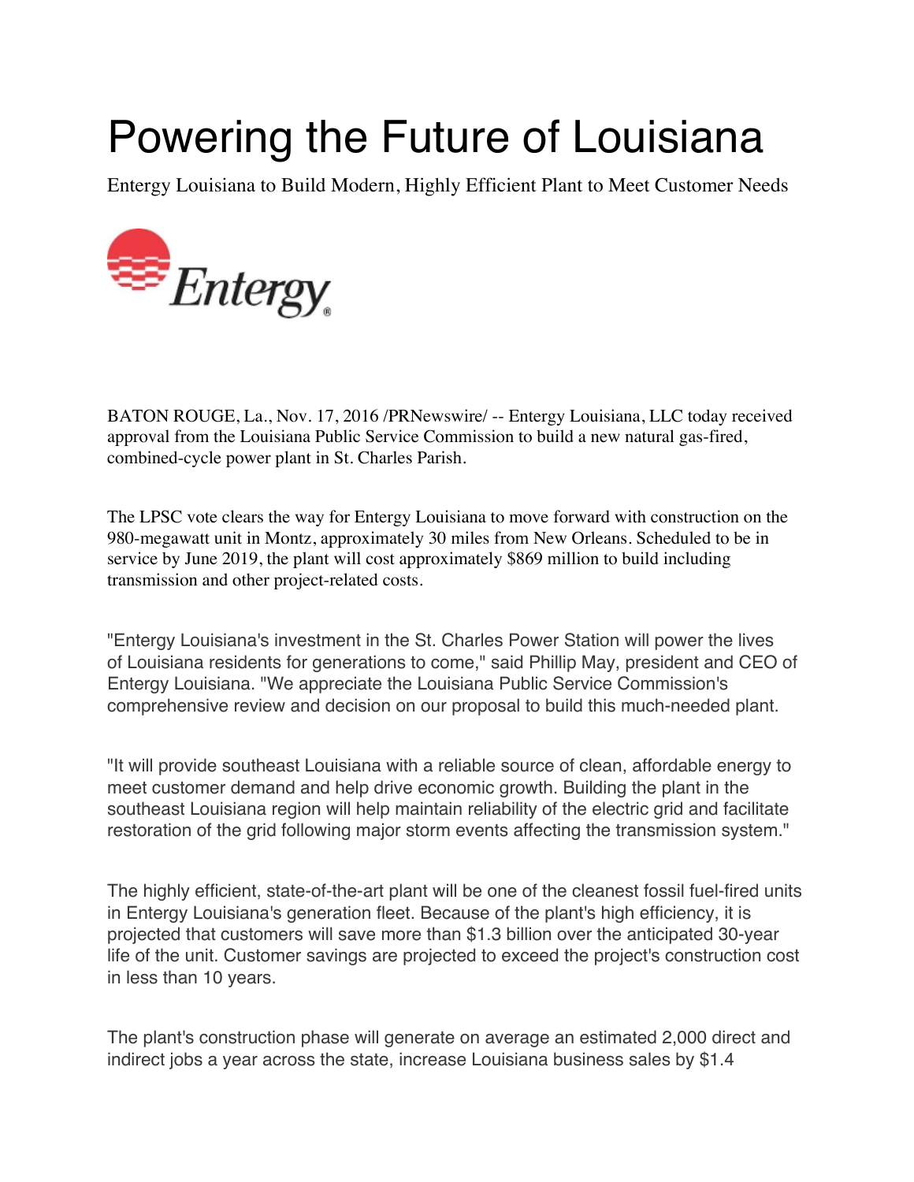# Powering the Future of Louisiana

Entergy Louisiana to Build Modern, Highly Efficient Plant to Meet Customer Needs

BATON ROUGE, La., Nov. 17, 2016 /PRNewswire/ -- Entergy Louisiana, LLC today received approval from the Louisiana Public Service Commission to build a new natural gas-fired, combined-cycle power plant in St. Charles Parish.

The LPSC vote clears the way for Entergy Louisiana to move forward with construction on the 980-megawatt unit in Montz, approximately 30 miles from New Orleans. Scheduled to be in service by June 2019, the plant will cost approximately $869 million to build including transmission and other project-related costs.

"Entergy Louisiana's investment in the St. Charles Power Station will power the lives of Louisiana residents for generations to come," said Phillip May, president and CEO of Entergy Louisiana. "We appreciate the Louisiana Public Service Commission's comprehensive review and decision on our proposal to build this much-needed plant.

"It will provide southeast Louisiana with a reliable source of clean, affordable energy to meet customer demand and help drive economic growth. Building the plant in the southeast Louisiana region will help maintain reliability of the electric grid and facilitate restoration of the grid following major storm events affecting the transmission system."

The highly efficient, state-of-the-art plant will be one of the cleanest fossil fuel-fired units in Entergy Louisiana's generation fleet. Because of the plant's high efficiency, it is projected that customers will save more than $1.3 billion over the anticipated 30-year life of the unit. Customer savings are projected to exceed the project's construction cost in less than 10 years.

The plant's construction phase will generate on average an estimated 2,000 direct and indirect jobs a year across the state, increase Louisiana business sales by $1.4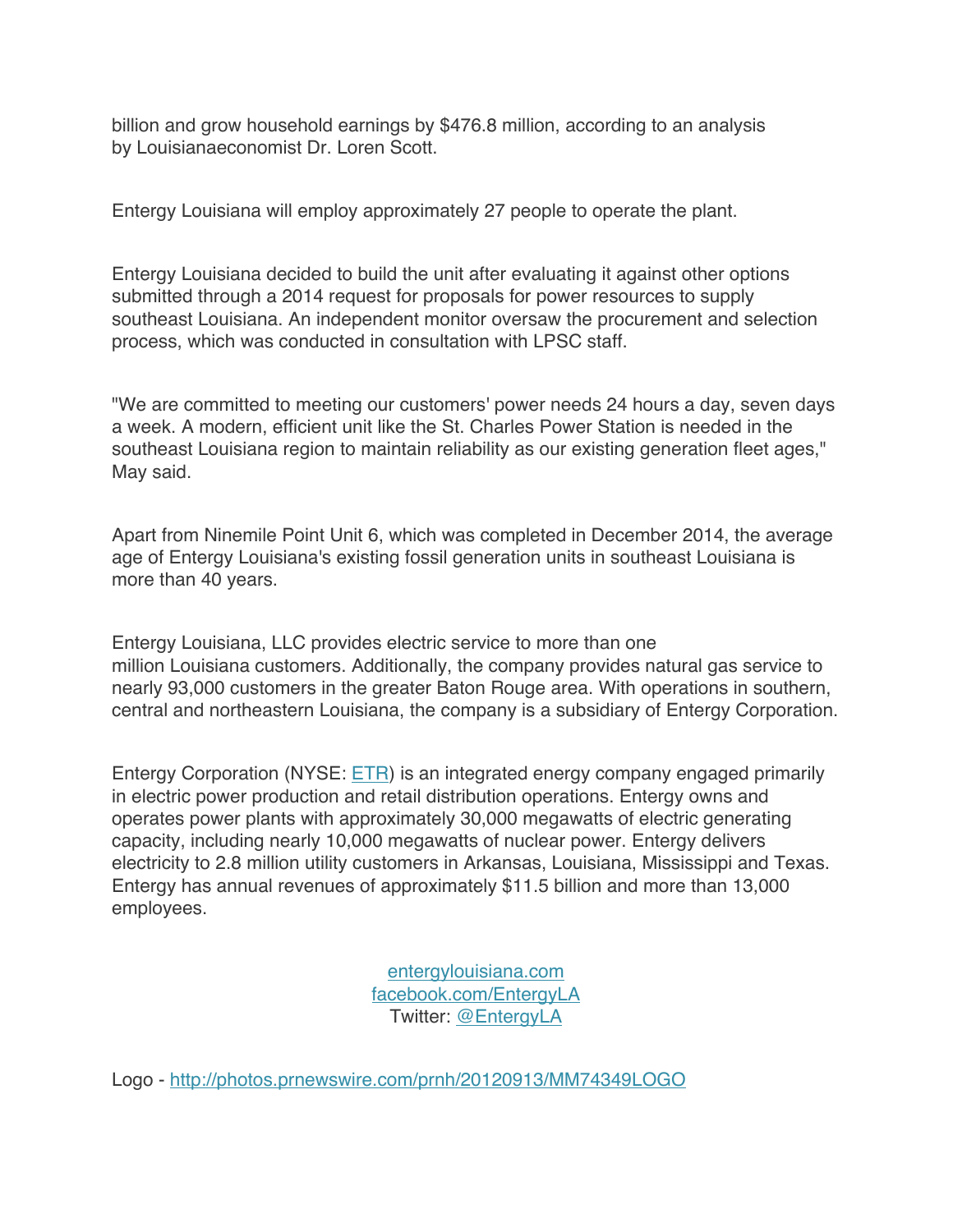billion and grow household earnings by $476.8 million, according to an analysis by Louisianaeconomist Dr. Loren Scott.

Entergy Louisiana will employ approximately 27 people to operate the plant.

Entergy Louisiana decided to build the unit after evaluating it against other options submitted through a 2014 request for proposals for power resources to supply southeast Louisiana. An independent monitor oversaw the procurement and selection process, which was conducted in consultation with LPSC staff.

"We are committed to meeting our customers' power needs 24 hours a day, seven days a week. A modern, efficient unit like the St. Charles Power Station is needed in the southeast Louisiana region to maintain reliability as our existing generation fleet ages," May said.

Apart from Ninemile Point Unit 6, which was completed in December 2014, the average age of Entergy Louisiana's existing fossil generation units in southeast Louisiana is more than 40 years.

Entergy Louisiana, LLC provides electric service to more than one million Louisiana customers. Additionally, the company provides natural gas service to nearly 93,000 customers in the greater Baton Rouge area. With operations in southern, central and northeastern Louisiana, the company is a subsidiary of Entergy Corporation.

Entergy Corporation (NYSE: ETR) is an integrated energy company engaged primarily in electric power production and retail distribution operations. Entergy owns and operates power plants with approximately 30,000 megawatts of electric generating capacity, including nearly 10,000 megawatts of nuclear power. Entergy delivers electricity to 2.8 million utility customers in Arkansas, Louisiana, Mississippi and Texas. Entergy has annual revenues of approximately $11.5 billion and more than 13,000 employees.

entergylouisiana.com
facebook.com/EntergyLA
Twitter: @EntergyLA

Logo - http://photos.prnewswire.com/prnh/20120913/MM74349LOGO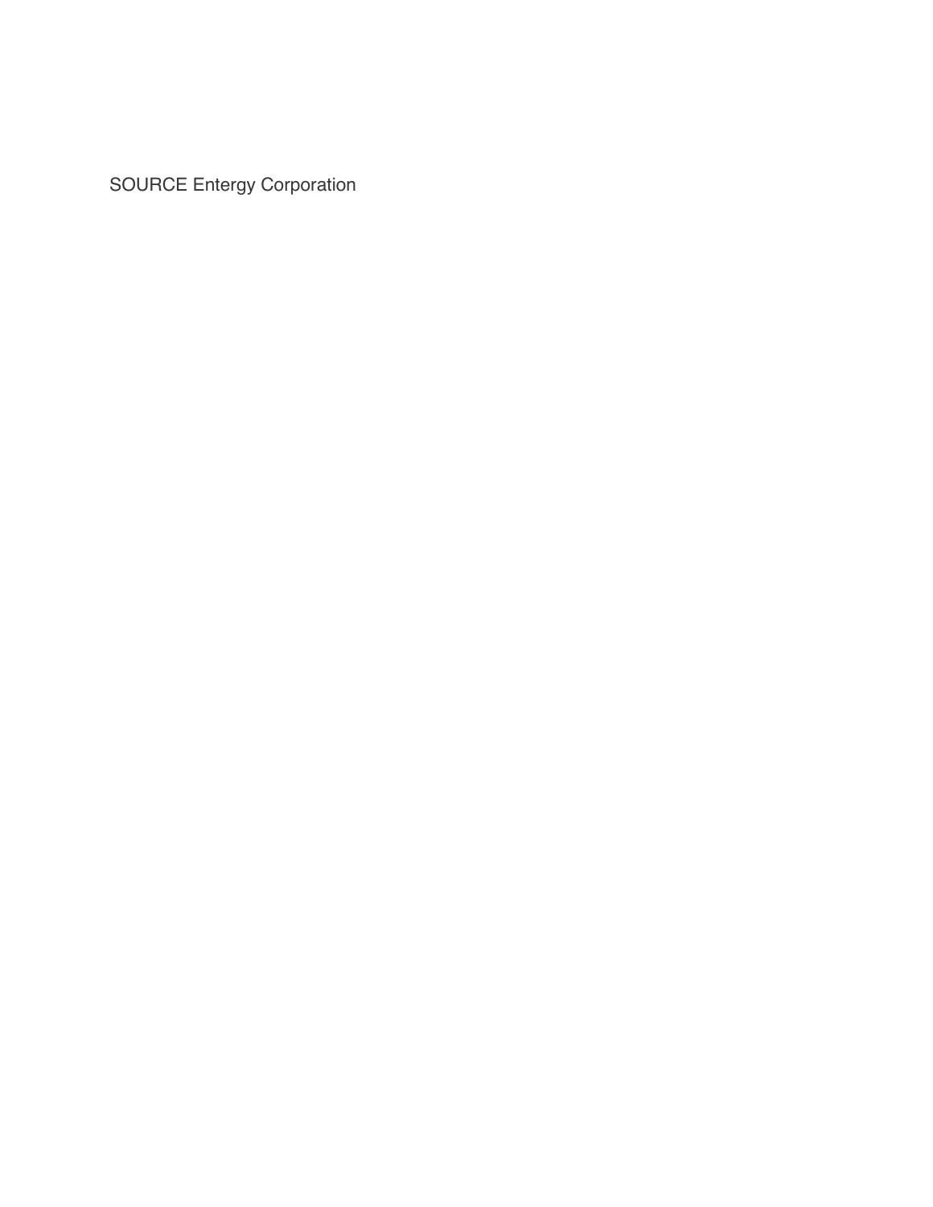SOURCE Entergy Corporation